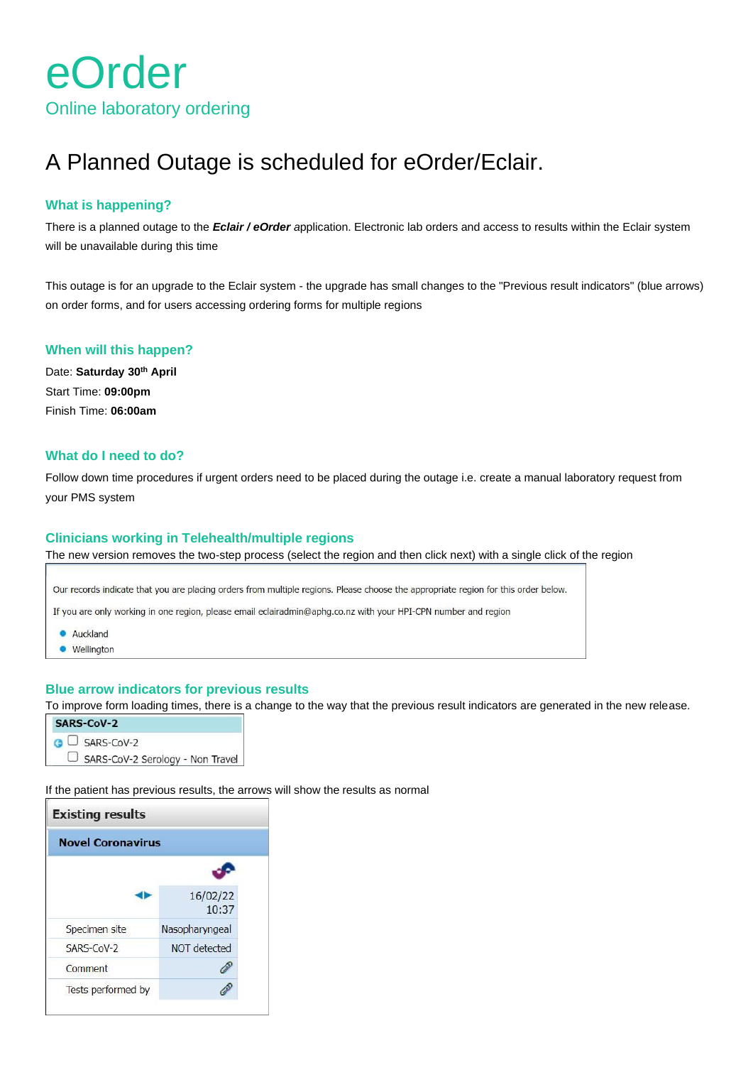# eOrder

Online laboratory ordering

## A Planned Outage is scheduled for eOrder/Eclair.

### What is happening?

There is a planned outage to the ***Eclair / eOrder*** application. Electronic lab orders and access to results within the Eclair system will be unavailable during this time

This outage is for an upgrade to the Eclair system - the upgrade has small changes to the "Previous result indicators" (blue arrows) on order forms, and for users accessing ordering forms for multiple regions

### When will this happen?

Date: **Saturday 30th April**

Start Time: **09:00pm**

Finish Time: **06:00am**

### What do I need to do?

Follow down time procedures if urgent orders need to be placed during the outage i.e. create a manual laboratory request from your PMS system

### Clinicians working in Telehealth/multiple regions

The new version removes the two-step process (select the region and then click next) with a single click of the region

Our records indicate that you are placing orders from multiple regions. Please choose the appropriate region for this order below.

If you are only working in one region, please email eclairadmin@aphg.co.nz with your HPI-CPN number and region

- Auckland
- Wellington

### Blue arrow indicators for previous results

To improve form loading times, there is a change to the way that the previous result indicators are generated in the new release.

| SARS-CoV-2 |
|---|
| ☐ SARS-CoV-2 |
| ☐ SARS-CoV-2 Serology - Non Travel |

If the patient has previous results, the arrows will show the results as normal

| Existing results | |
|---|---|
| **Novel Coronavirus** | |
| | 16/02/22 10:37 |
| Specimen site | Nasopharyngeal |
| SARS-CoV-2 | NOT detected |
| Comment | |
| Tests performed by | |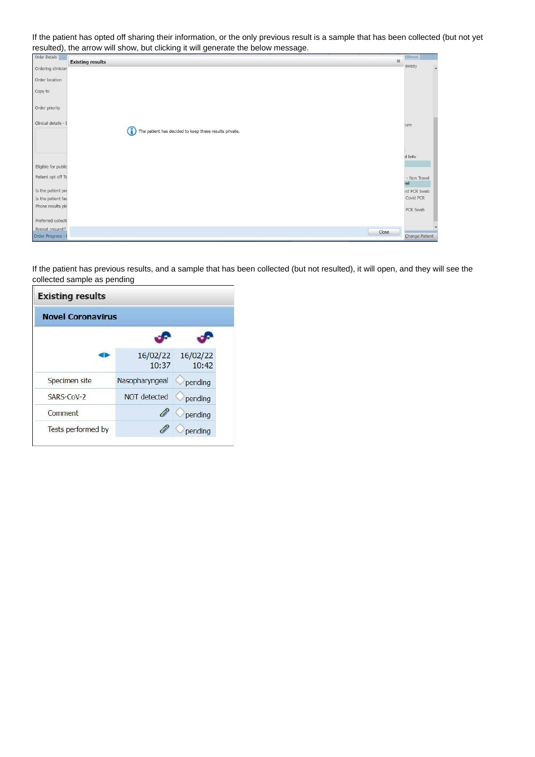If the patient has opted off sharing their information, or the only previous result is a sample that has been collected (but not yet resulted), the arrow will show, but clicking it will generate the below message.

Existing results

The patient has decided to keep these results private.

Close

If the patient has previous results, and a sample that has been collected (but not resulted), it will open, and they will see the collected sample as pending

**Existing results**

**Novel Coronavirus**

| | 16/02/22 10:37 | 16/02/22 10:42 |
|---|---|---|
| Specimen site | Nasopharyngeal | pending |
| SARS-CoV-2 | NOT detected | pending |
| Comment | | pending |
| Tests performed by | | pending |